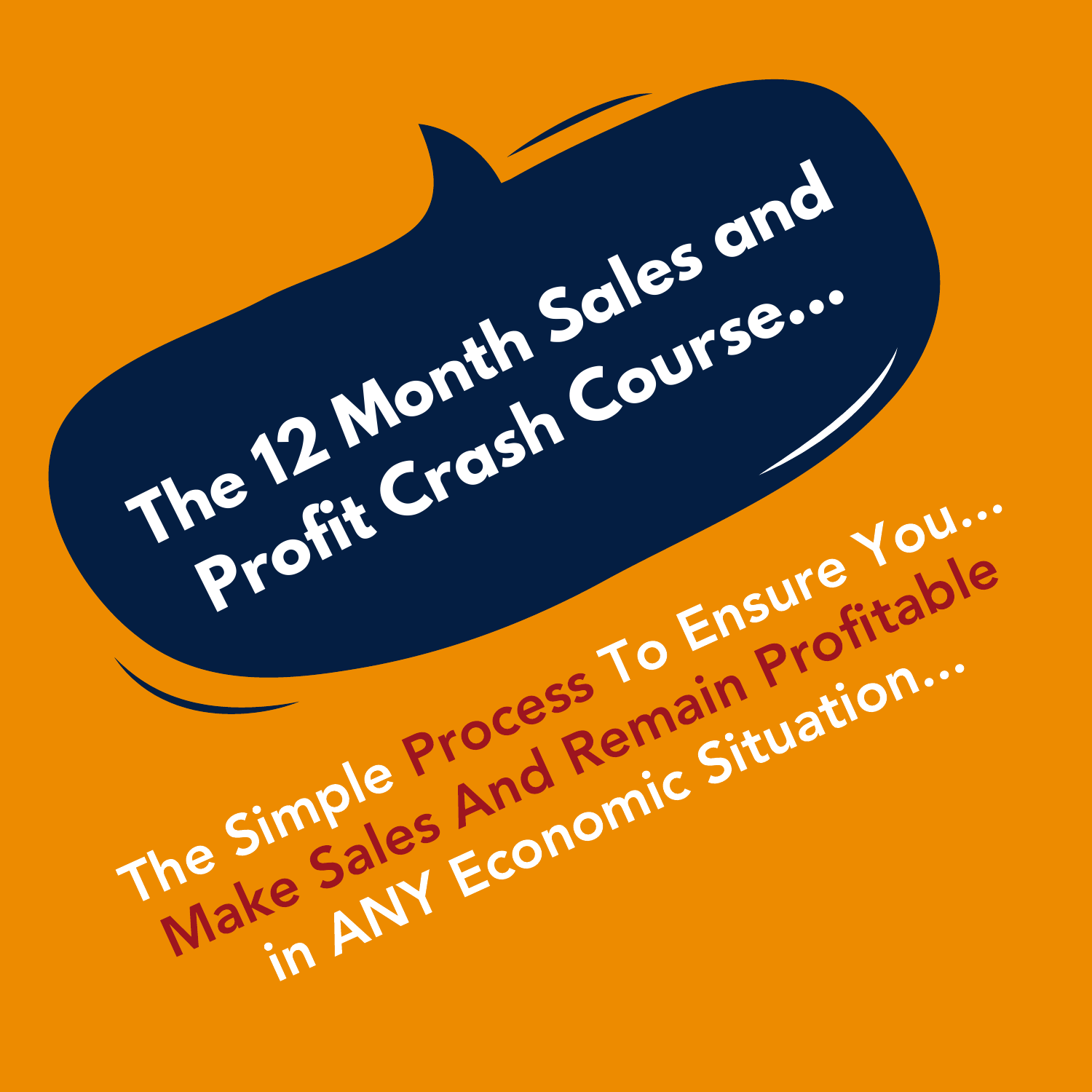# The 12 Month Sales and Profit Crash Course...

## The Simple **Process** To Ensure You... **Make Sales And Remain Profitable** in ANY Economic Situation...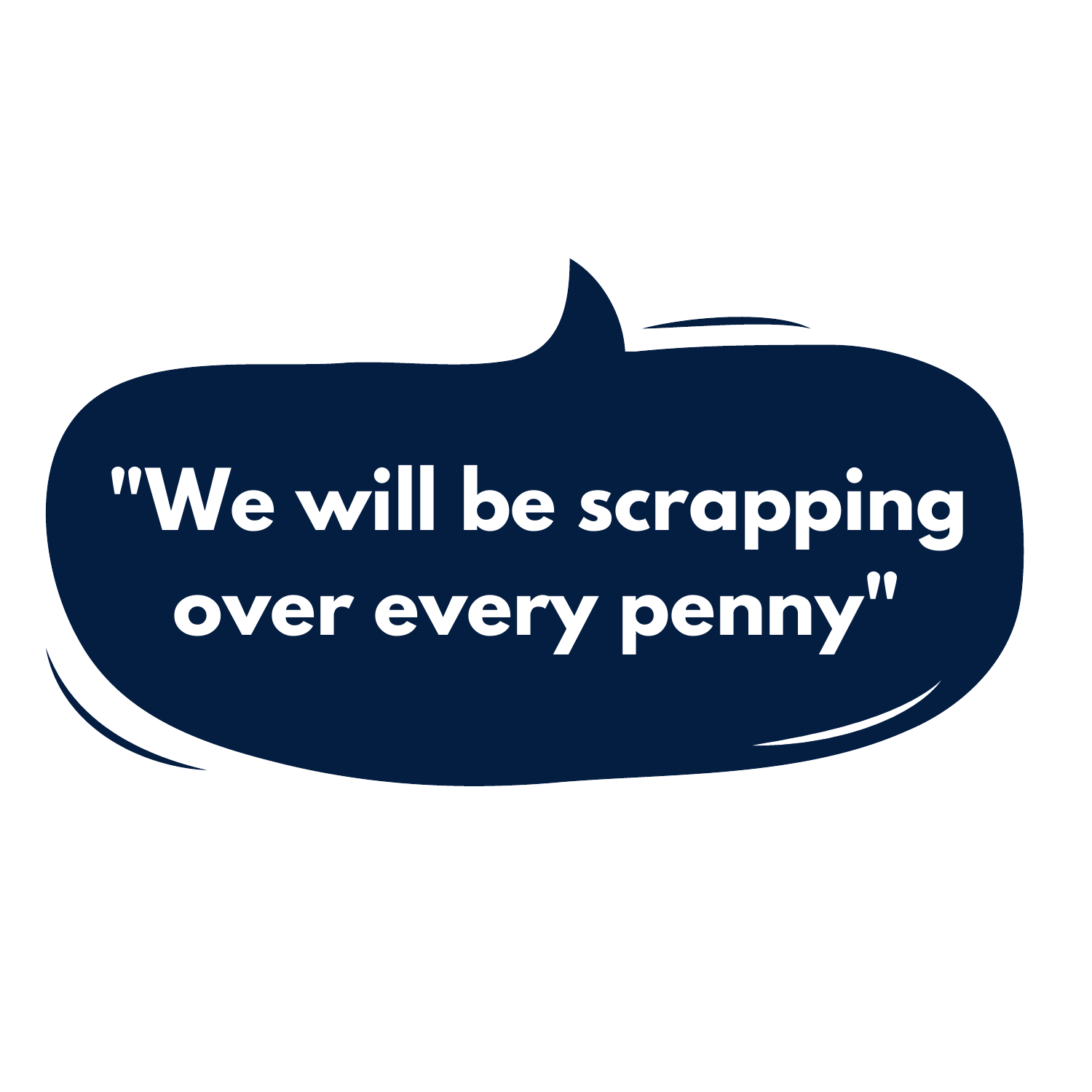"We will be scrapping over every penny"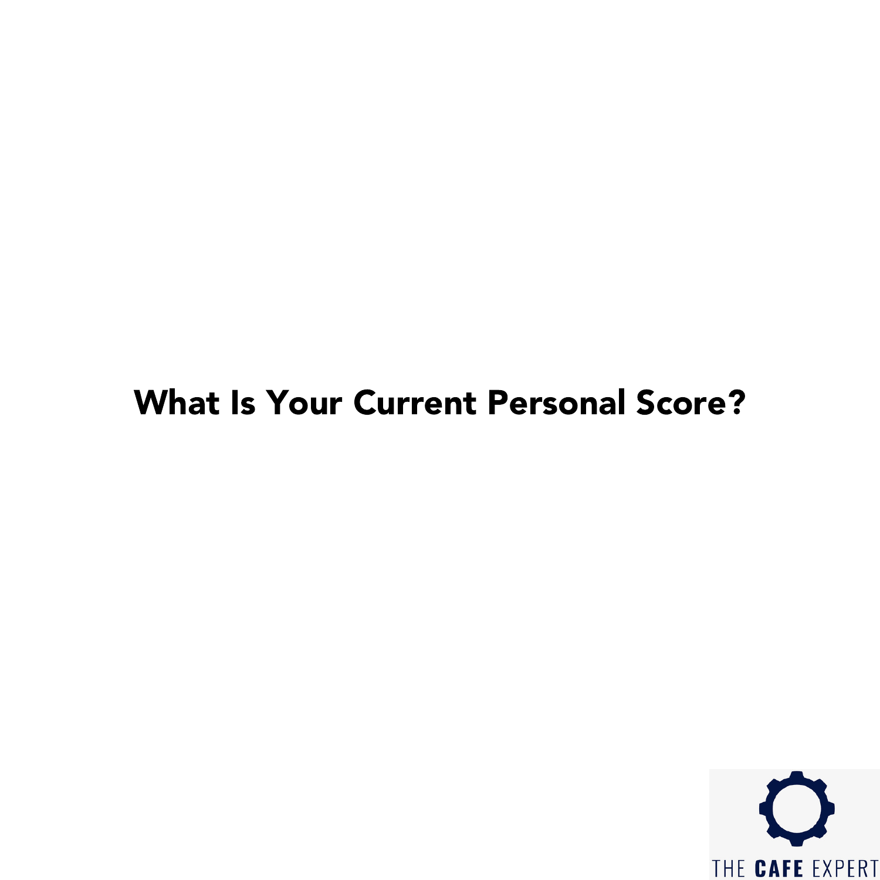## What Is Your Current Personal Score?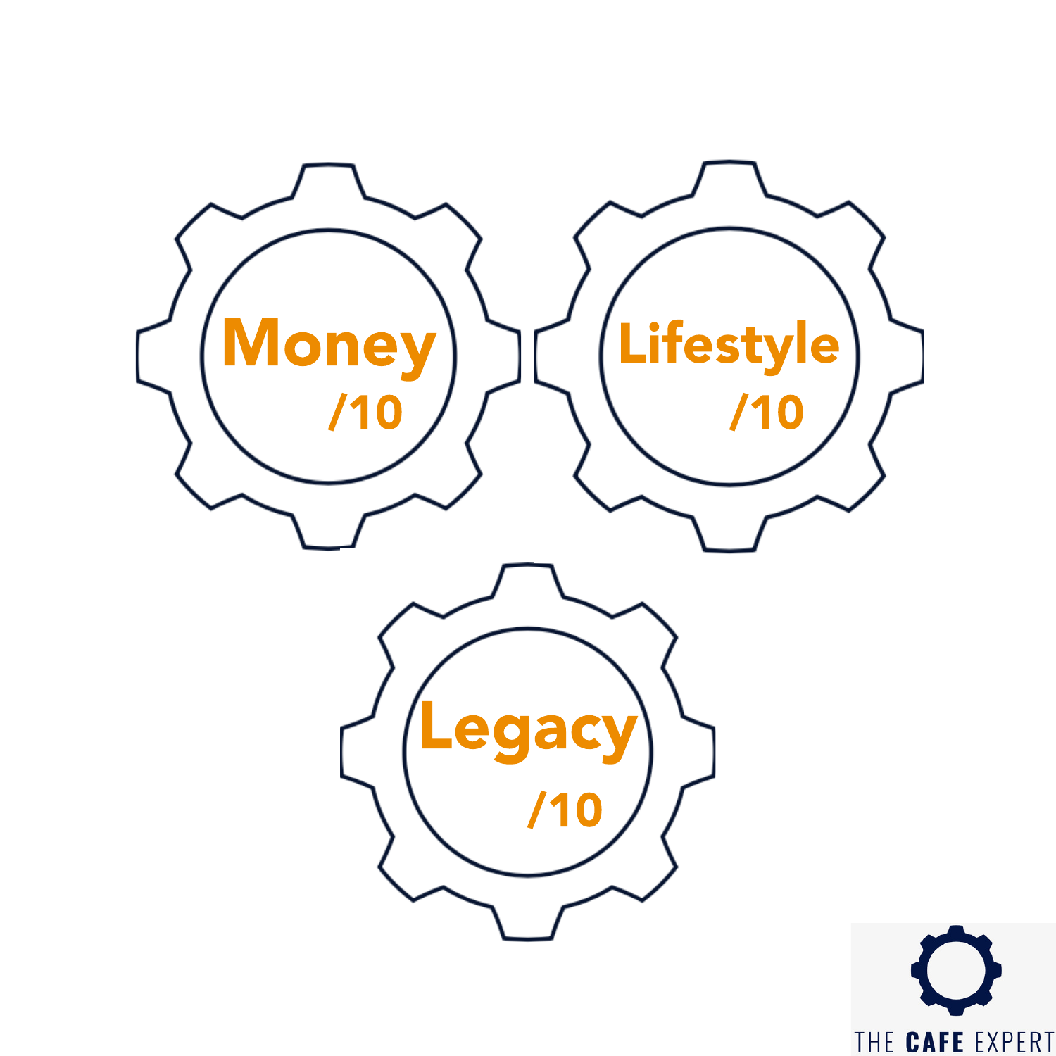Money /10

Lifestyle /10

Legacy /10

THE CAFE EXPERT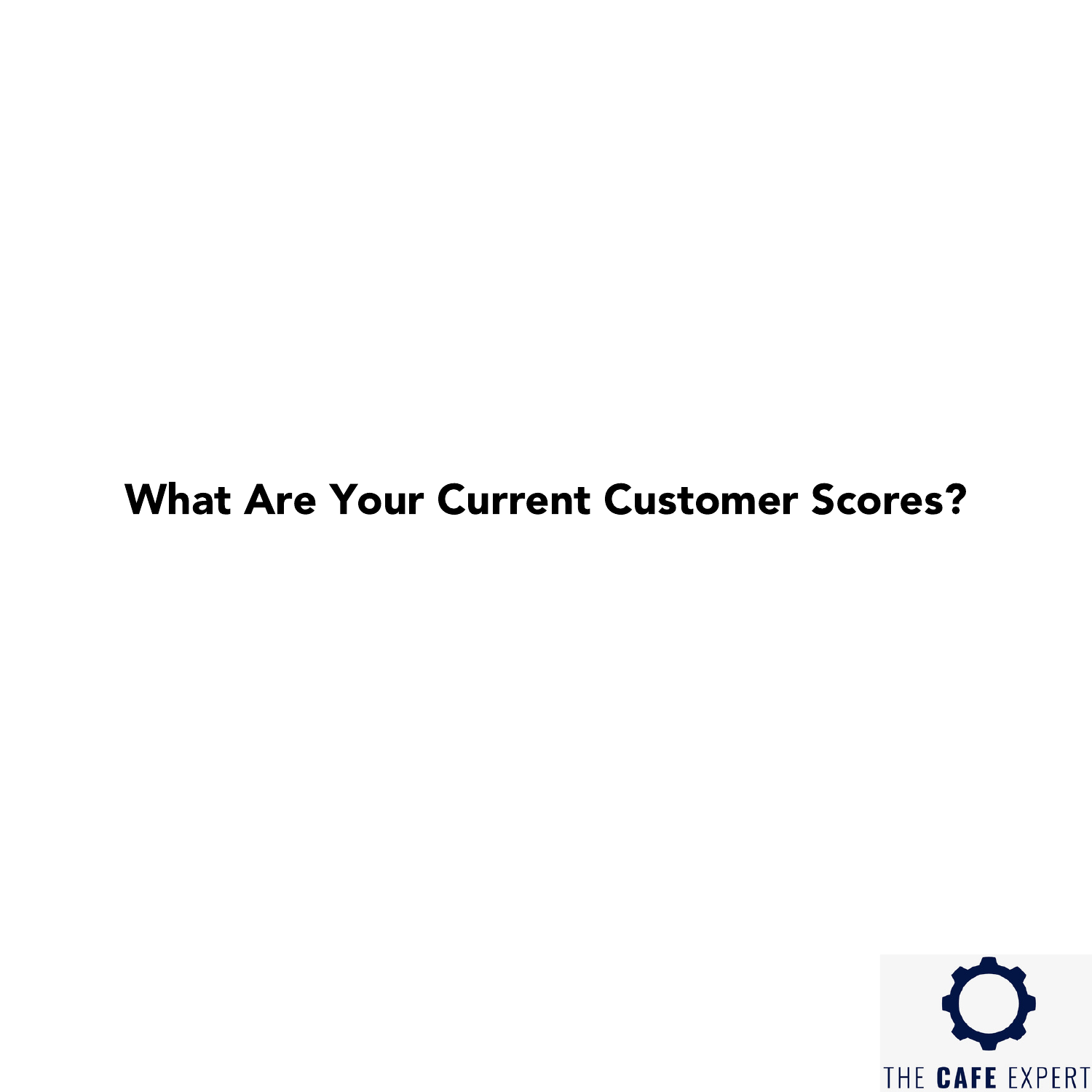# What Are Your Current Customer Scores?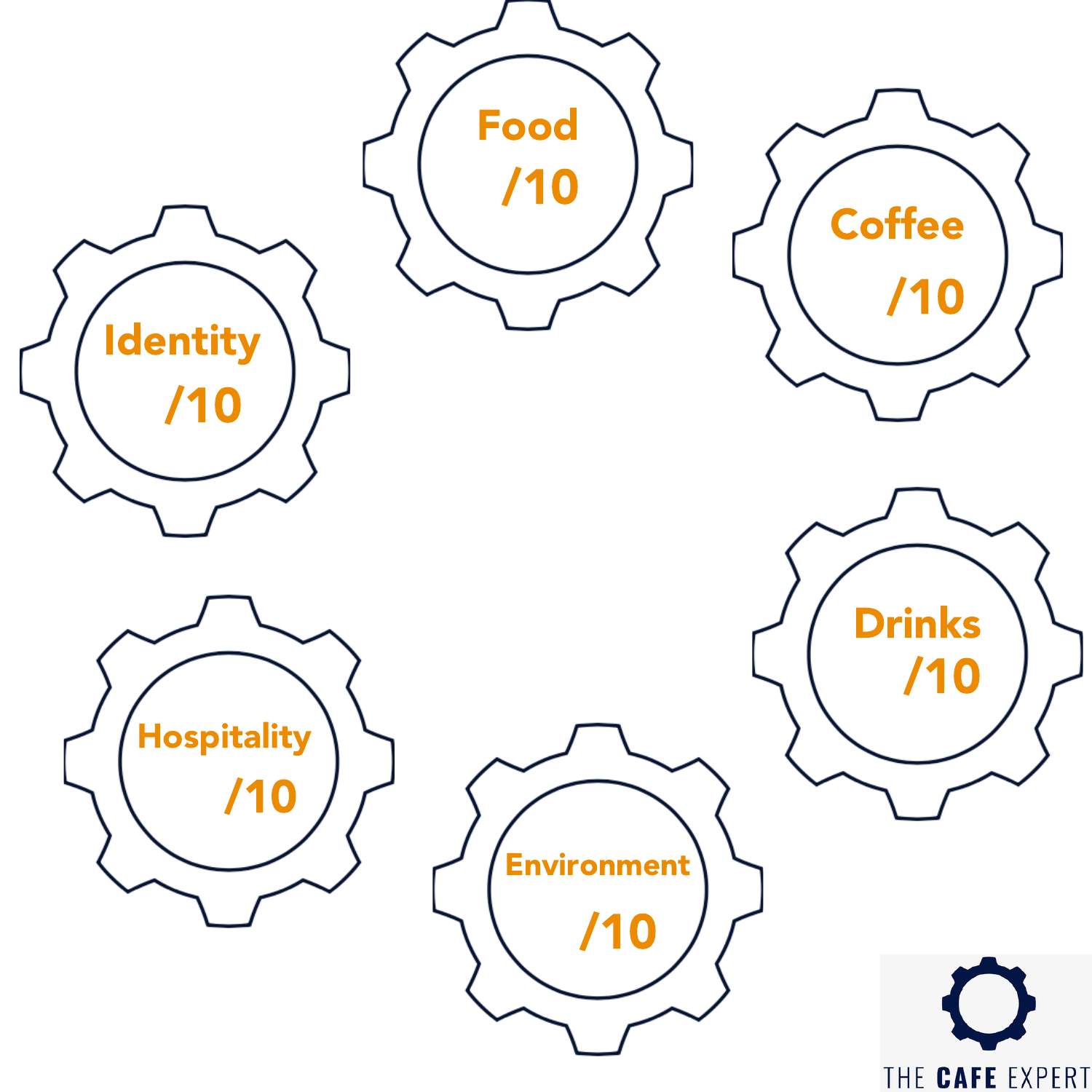Food
/10

Coffee
/10

Drinks
/10

Environment
/10

Hospitality
/10

Identity
/10

THE CAFE EXPERT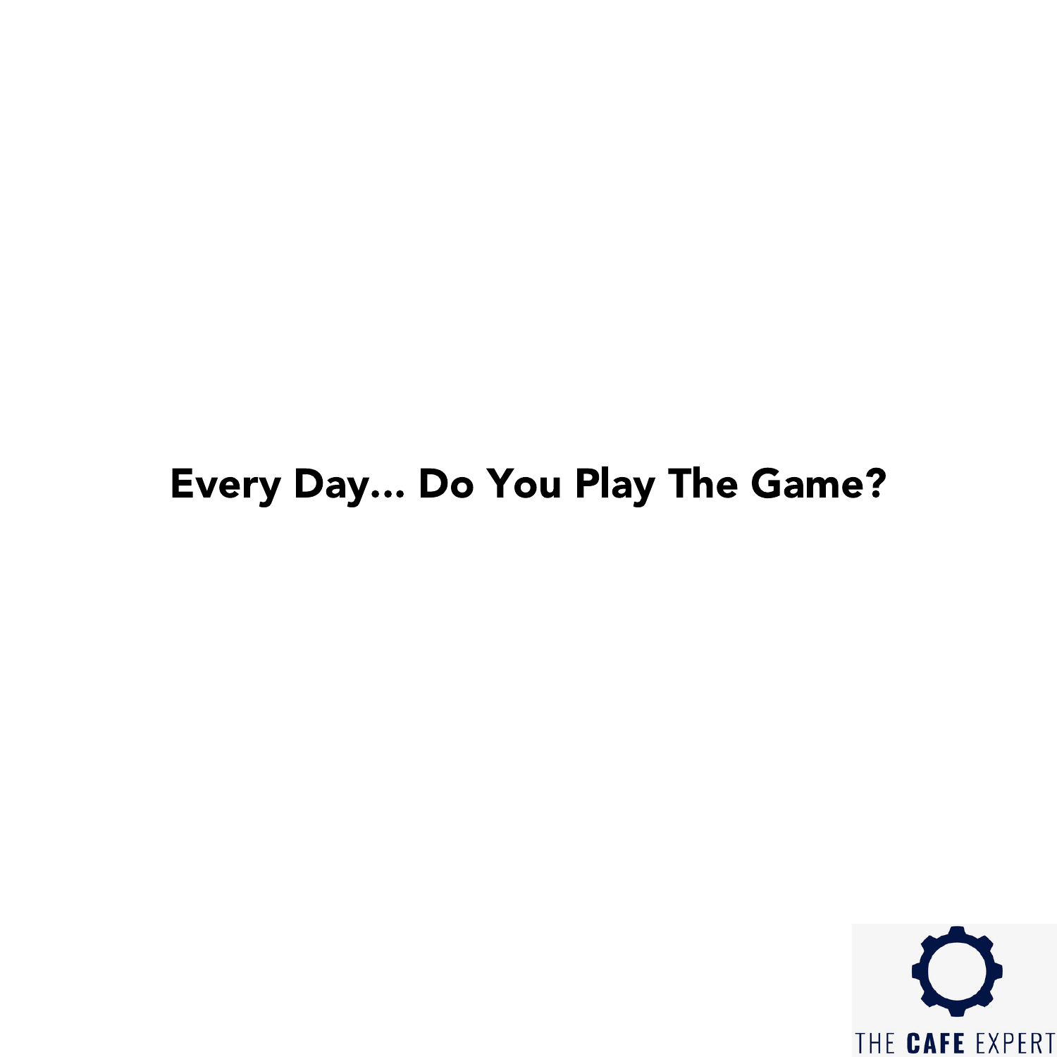**Every Day... Do You Play The Game?**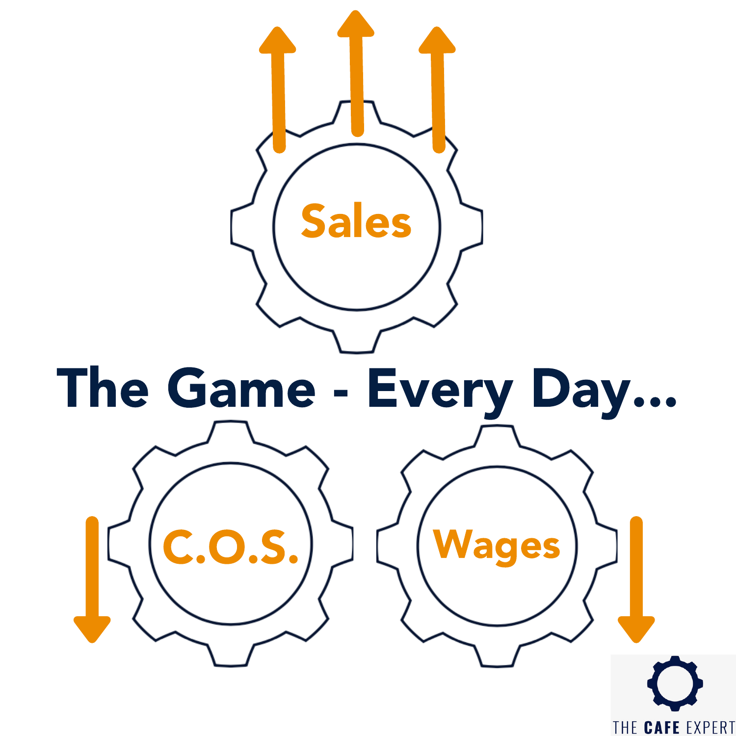Sales

# The Game - Every Day...

C.O.S.

Wages

THE CAFE EXPERT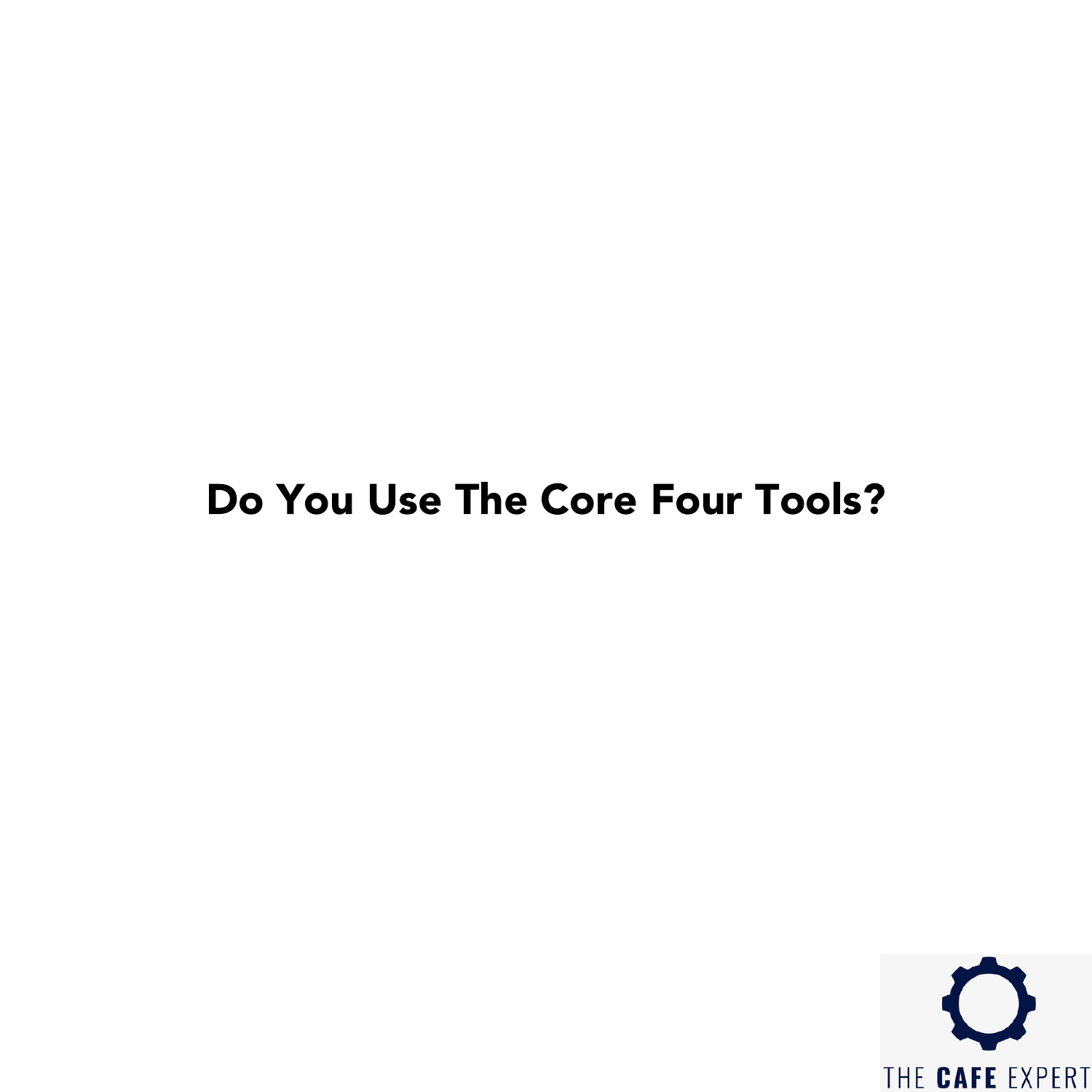**Do You Use The Core Four Tools?**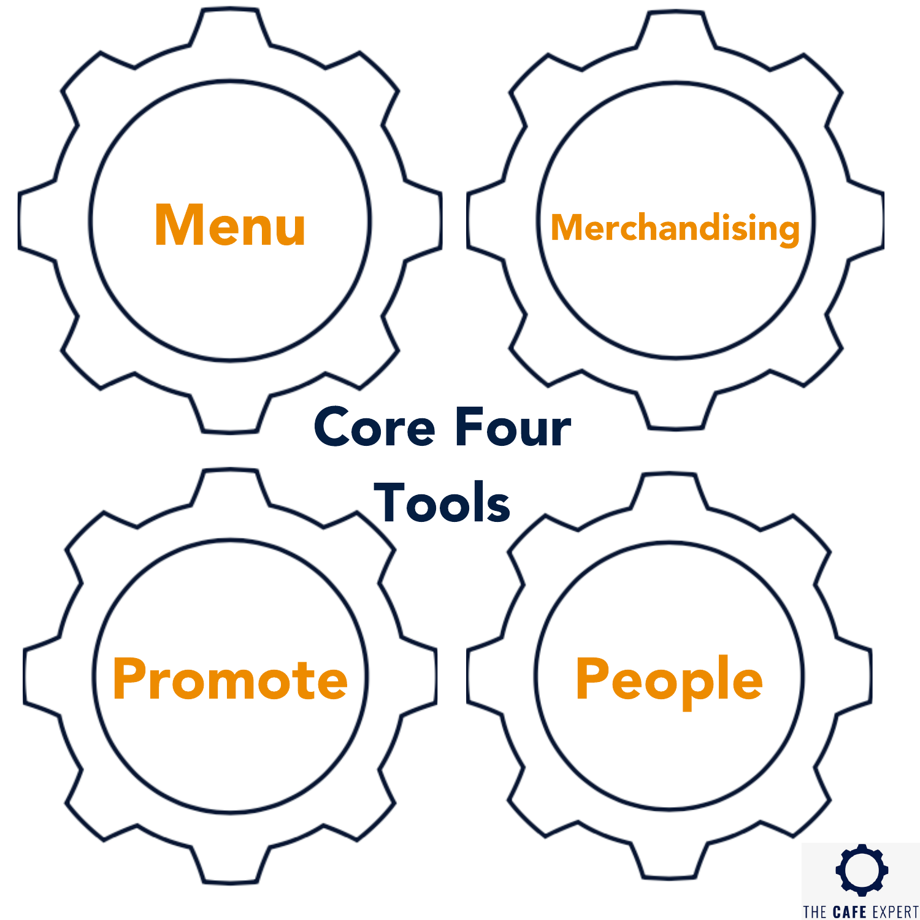Menu

Merchandising

Core Four Tools

Promote

People

THE CAFE EXPERT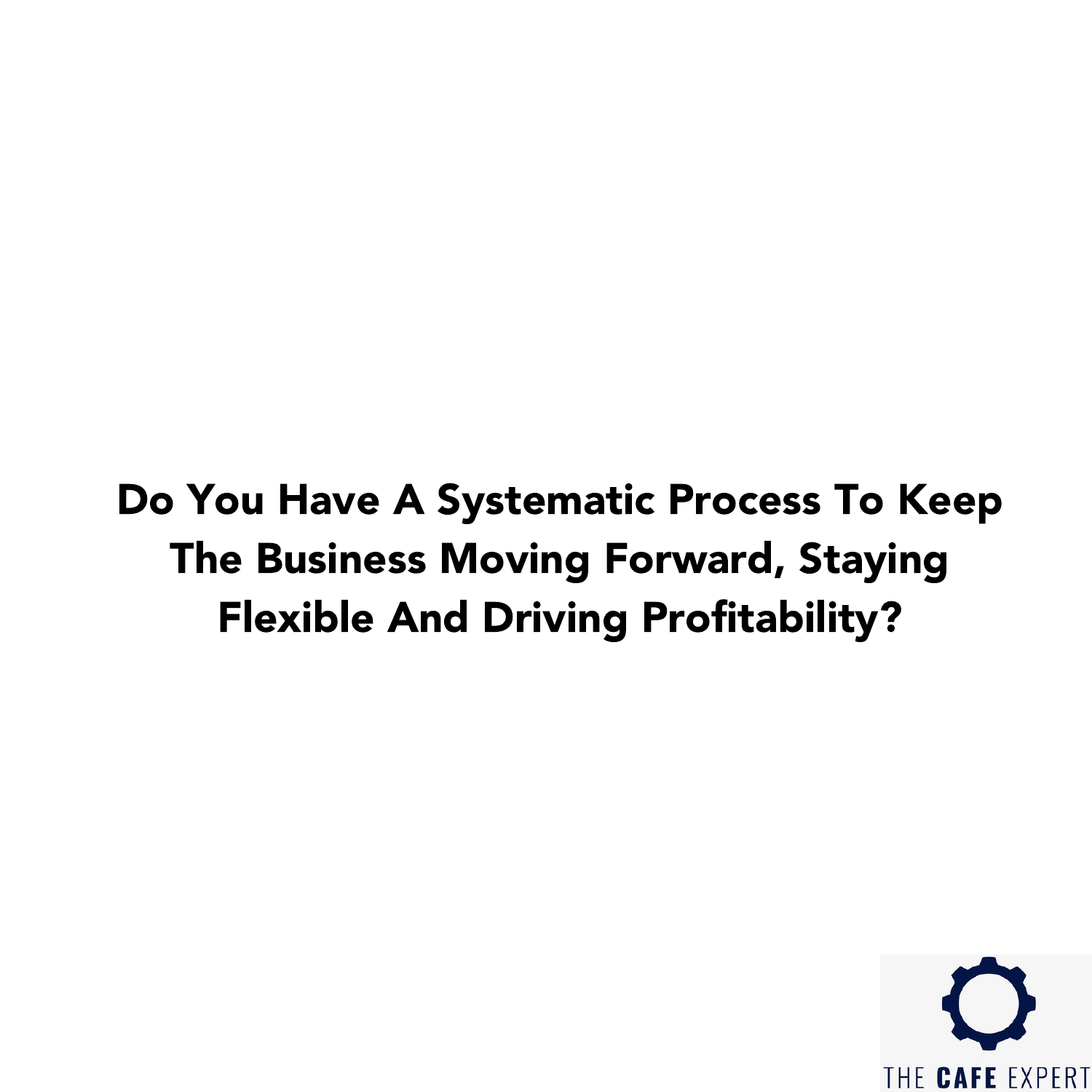**Do You Have A Systematic Process To Keep The Business Moving Forward, Staying Flexible And Driving Profitability?**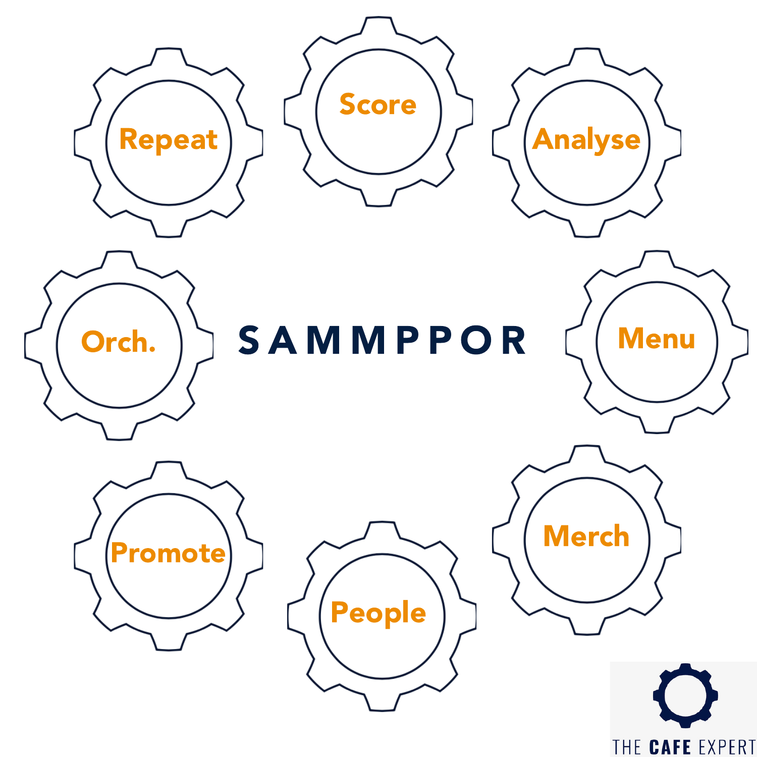SAMMPPOR

- Score
- Analyse
- Menu
- Merch
- People
- Promote
- Orch.
- Repeat

THE CAFE EXPERT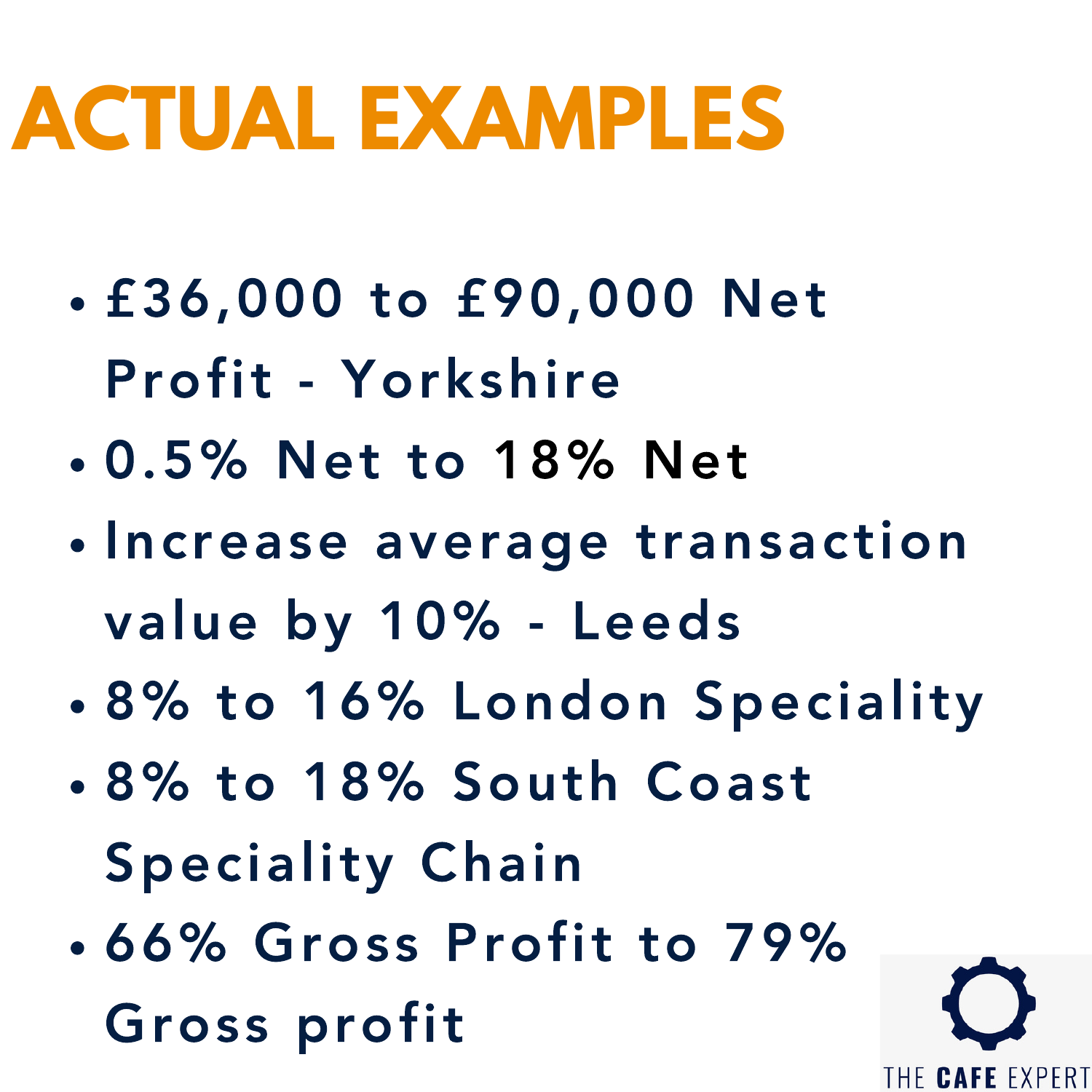# ACTUAL EXAMPLES

- £36,000 to £90,000 Net Profit - Yorkshire
- 0.5% Net to 18% Net
- Increase average transaction value by 10% - Leeds
- 8% to 16% London Speciality
- 8% to 18% South Coast Speciality Chain
- 66% Gross Profit to 79% Gross profit

THE CAFE EXPERT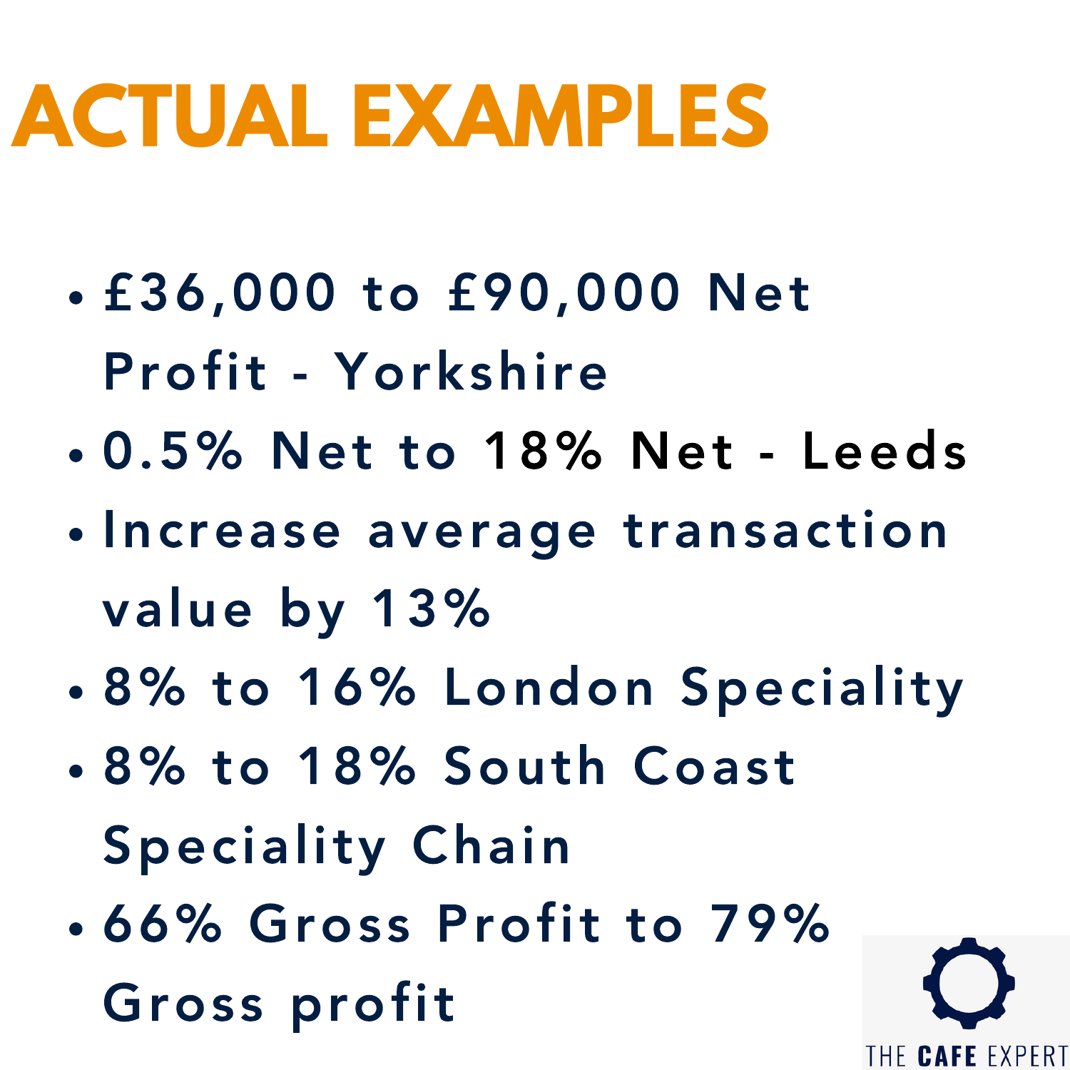# ACTUAL EXAMPLES

- £36,000 to £90,000 Net Profit - Yorkshire
- 0.5% Net to 18% Net - Leeds
- Increase average transaction value by 13%
- 8% to 16% London Speciality
- 8% to 18% South Coast Speciality Chain
- 66% Gross Profit to 79% Gross profit

THE CAFE EXPERT